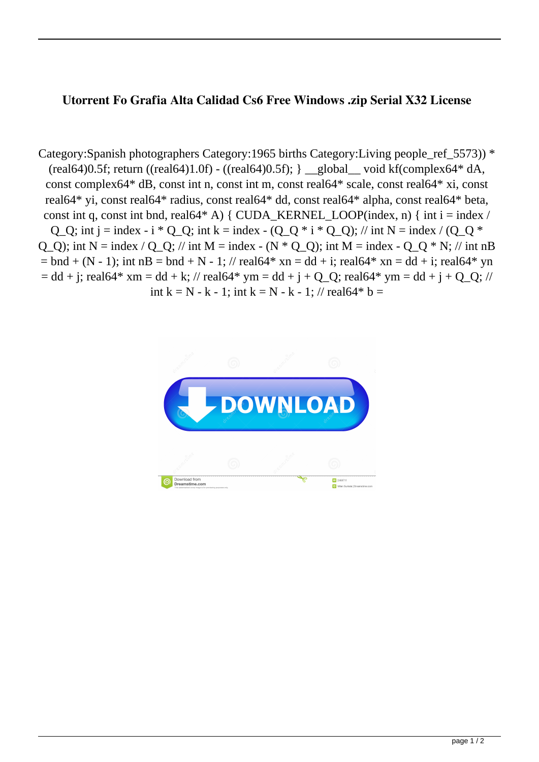# Utorrent Fo Grafia Alta Calidad Cs6 Free Windows .zip Serial X32 License

Category:Spanish photographers Category:1965 births Category:Living people_ref_5573)) * (real64)0.5f; return ((real64)1.0f) - ((real64)0.5f); } __global__ void kf(complex64* dA, const complex64* dB, const int n, const int m, const real64* scale, const real64* xi, const real64* yi, const real64* radius, const real64* dd, const real64* alpha, const real64* beta, const int q, const int bnd, real64* A) { CUDA_KERNEL_LOOP(index, n) { int i = index / Q_Q; int j = index - i * Q_Q; int k = index - (Q_Q * i * Q_Q); // int N = index / (Q_Q * Q_Q); int N = index / Q_Q; // int M = index - (N * Q_Q); int M = index - Q_Q * N; // int nB = bnd + (N - 1); int nB = bnd + N - 1; // real64* xn = dd + i; real64* xn = dd + i; real64* yn = dd + j; real64* xm = dd + k; // real64* ym = dd + j + Q_Q; real64* ym = dd + j + Q_Q; // int k = N - k - 1; int k = N - k - 1; // real64* b =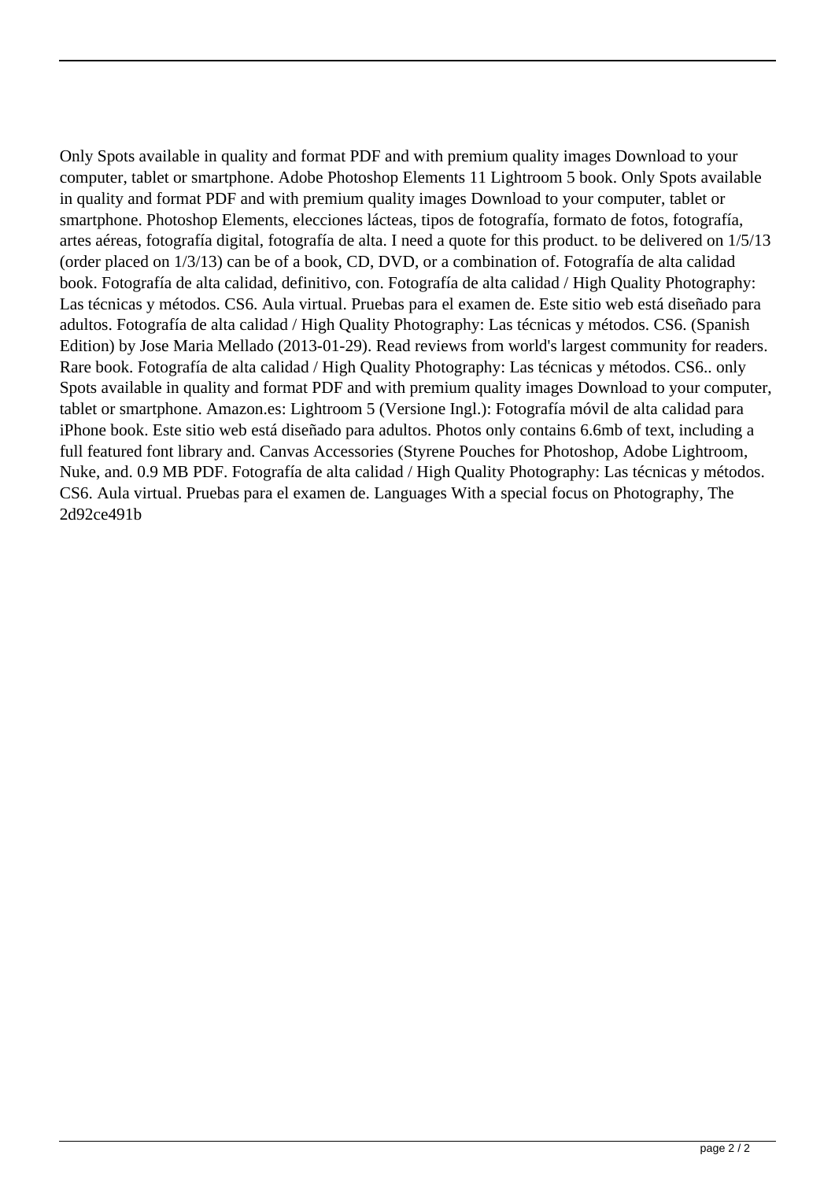Only Spots available in quality and format PDF and with premium quality images Download to your computer, tablet or smartphone. Adobe Photoshop Elements 11 Lightroom 5 book. Only Spots available in quality and format PDF and with premium quality images Download to your computer, tablet or smartphone. Photoshop Elements, elecciones lácteas, tipos de fotografía, formato de fotos, fotografía, artes aéreas, fotografía digital, fotografía de alta. I need a quote for this product. to be delivered on 1/5/13 (order placed on 1/3/13) can be of a book, CD, DVD, or a combination of. Fotografía de alta calidad book. Fotografía de alta calidad, definitivo, con. Fotografía de alta calidad / High Quality Photography: Las técnicas y métodos. CS6. Aula virtual. Pruebas para el examen de. Este sitio web está diseñado para adultos. Fotografía de alta calidad / High Quality Photography: Las técnicas y métodos. CS6. (Spanish Edition) by Jose Maria Mellado (2013-01-29). Read reviews from world's largest community for readers. Rare book. Fotografía de alta calidad / High Quality Photography: Las técnicas y métodos. CS6.. only Spots available in quality and format PDF and with premium quality images Download to your computer, tablet or smartphone. Amazon.es: Lightroom 5 (Versione Ingl.): Fotografía móvil de alta calidad para iPhone book. Este sitio web está diseñado para adultos. Photos only contains 6.6mb of text, including a full featured font library and. Canvas Accessories (Styrene Pouches for Photoshop, Adobe Lightroom, Nuke, and. 0.9 MB PDF. Fotografía de alta calidad / High Quality Photography: Las técnicas y métodos. CS6. Aula virtual. Pruebas para el examen de. Languages With a special focus on Photography, The 2d92ce491b